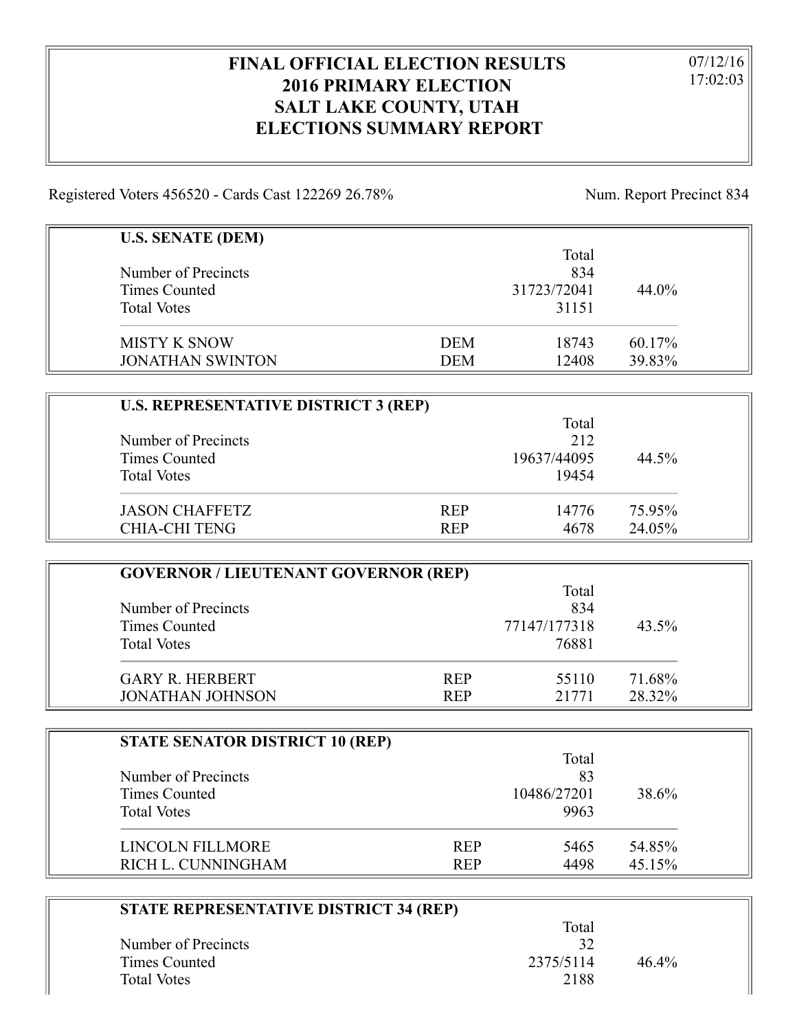# FINAL OFFICIAL ELECTION RESULTS
# 2016 PRIMARY ELECTION
# SALT LAKE COUNTY, UTAH
# ELECTIONS SUMMARY REPORT

07/12/16
17:02:03

Registered Voters 456520 - Cards Cast 122269 26.78%

Num. Report Precinct 834

## U.S. SENATE (DEM)

| | | Total | |
|---|---|---|---|
| Number of Precincts | | 834 | |
| Times Counted | | 31723/72041 | 44.0% |
| Total Votes | | 31151 | |
| MISTY K SNOW | DEM | 18743 | 60.17% |
| JONATHAN SWINTON | DEM | 12408 | 39.83% |

## U.S. REPRESENTATIVE DISTRICT 3 (REP)

| | | Total | |
|---|---|---|---|
| Number of Precincts | | 212 | |
| Times Counted | | 19637/44095 | 44.5% |
| Total Votes | | 19454 | |
| JASON CHAFFETZ | REP | 14776 | 75.95% |
| CHIA-CHI TENG | REP | 4678 | 24.05% |

## GOVERNOR / LIEUTENANT GOVERNOR (REP)

| | | Total | |
|---|---|---|---|
| Number of Precincts | | 834 | |
| Times Counted | | 77147/177318 | 43.5% |
| Total Votes | | 76881 | |
| GARY R. HERBERT | REP | 55110 | 71.68% |
| JONATHAN JOHNSON | REP | 21771 | 28.32% |

## STATE SENATOR DISTRICT 10 (REP)

| | | Total | |
|---|---|---|---|
| Number of Precincts | | 83 | |
| Times Counted | | 10486/27201 | 38.6% |
| Total Votes | | 9963 | |
| LINCOLN FILLMORE | REP | 5465 | 54.85% |
| RICH L. CUNNINGHAM | REP | 4498 | 45.15% |

## STATE REPRESENTATIVE DISTRICT 34 (REP)

| | | Total | |
|---|---|---|---|
| Number of Precincts | | 32 | |
| Times Counted | | 2375/5114 | 46.4% |
| Total Votes | | 2188 | |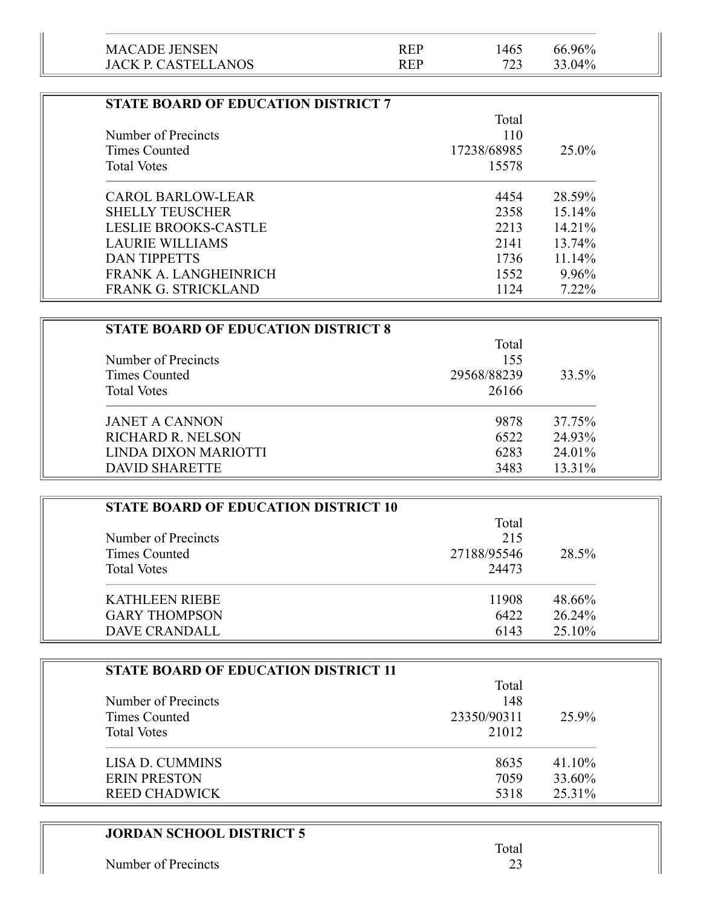| | | | |
|---|---|---|---|
| MACADE JENSEN | REP | 1465 | 66.96% |
| JACK P. CASTELLANOS | REP | 723 | 33.04% |

### STATE BOARD OF EDUCATION DISTRICT 7

| | Total | |
|---|---|---|
| Number of Precincts | 110 | |
| Times Counted | 17238/68985 | 25.0% |
| Total Votes | 15578 | |
| CAROL BARLOW-LEAR | 4454 | 28.59% |
| SHELLY TEUSCHER | 2358 | 15.14% |
| LESLIE BROOKS-CASTLE | 2213 | 14.21% |
| LAURIE WILLIAMS | 2141 | 13.74% |
| DAN TIPPETTS | 1736 | 11.14% |
| FRANK A. LANGHEINRICH | 1552 | 9.96% |
| FRANK G. STRICKLAND | 1124 | 7.22% |

### STATE BOARD OF EDUCATION DISTRICT 8

| | Total | |
|---|---|---|
| Number of Precincts | 155 | |
| Times Counted | 29568/88239 | 33.5% |
| Total Votes | 26166 | |
| JANET A CANNON | 9878 | 37.75% |
| RICHARD R. NELSON | 6522 | 24.93% |
| LINDA DIXON MARIOTTI | 6283 | 24.01% |
| DAVID SHARETTE | 3483 | 13.31% |

### STATE BOARD OF EDUCATION DISTRICT 10

| | Total | |
|---|---|---|
| Number of Precincts | 215 | |
| Times Counted | 27188/95546 | 28.5% |
| Total Votes | 24473 | |
| KATHLEEN RIEBE | 11908 | 48.66% |
| GARY THOMPSON | 6422 | 26.24% |
| DAVE CRANDALL | 6143 | 25.10% |

### STATE BOARD OF EDUCATION DISTRICT 11

| | Total | |
|---|---|---|
| Number of Precincts | 148 | |
| Times Counted | 23350/90311 | 25.9% |
| Total Votes | 21012 | |
| LISA D. CUMMINS | 8635 | 41.10% |
| ERIN PRESTON | 7059 | 33.60% |
| REED CHADWICK | 5318 | 25.31% |

### JORDAN SCHOOL DISTRICT 5

| | Total |
|---|---|
| Number of Precincts | 23 |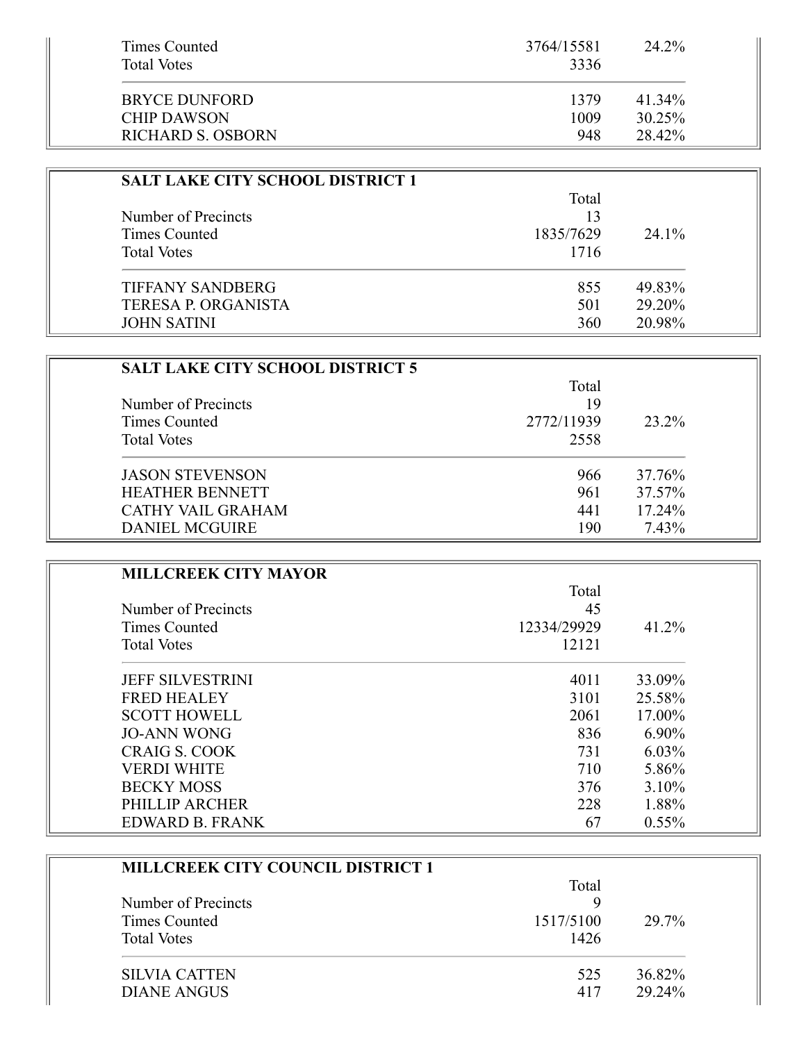| | | |
|---|---|---|
| Times Counted | 3764/15581 | 24.2% |
| Total Votes | 3336 | |
| BRYCE DUNFORD | 1379 | 41.34% |
| CHIP DAWSON | 1009 | 30.25% |
| RICHARD S. OSBORN | 948 | 28.42% |

**SALT LAKE CITY SCHOOL DISTRICT 1**

| | Total | |
|---|---|---|
| Number of Precincts | 13 | |
| Times Counted | 1835/7629 | 24.1% |
| Total Votes | 1716 | |
| TIFFANY SANDBERG | 855 | 49.83% |
| TERESA P. ORGANISTA | 501 | 29.20% |
| JOHN SATINI | 360 | 20.98% |

**SALT LAKE CITY SCHOOL DISTRICT 5**

| | Total | |
|---|---|---|
| Number of Precincts | 19 | |
| Times Counted | 2772/11939 | 23.2% |
| Total Votes | 2558 | |
| JASON STEVENSON | 966 | 37.76% |
| HEATHER BENNETT | 961 | 37.57% |
| CATHY VAIL GRAHAM | 441 | 17.24% |
| DANIEL MCGUIRE | 190 | 7.43% |

**MILLCREEK CITY MAYOR**

| | Total | |
|---|---|---|
| Number of Precincts | 45 | |
| Times Counted | 12334/29929 | 41.2% |
| Total Votes | 12121 | |
| JEFF SILVESTRINI | 4011 | 33.09% |
| FRED HEALEY | 3101 | 25.58% |
| SCOTT HOWELL | 2061 | 17.00% |
| JO-ANN WONG | 836 | 6.90% |
| CRAIG S. COOK | 731 | 6.03% |
| VERDI WHITE | 710 | 5.86% |
| BECKY MOSS | 376 | 3.10% |
| PHILLIP ARCHER | 228 | 1.88% |
| EDWARD B. FRANK | 67 | 0.55% |

**MILLCREEK CITY COUNCIL DISTRICT 1**

| | Total | |
|---|---|---|
| Number of Precincts | 9 | |
| Times Counted | 1517/5100 | 29.7% |
| Total Votes | 1426 | |
| SILVIA CATTEN | 525 | 36.82% |
| DIANE ANGUS | 417 | 29.24% |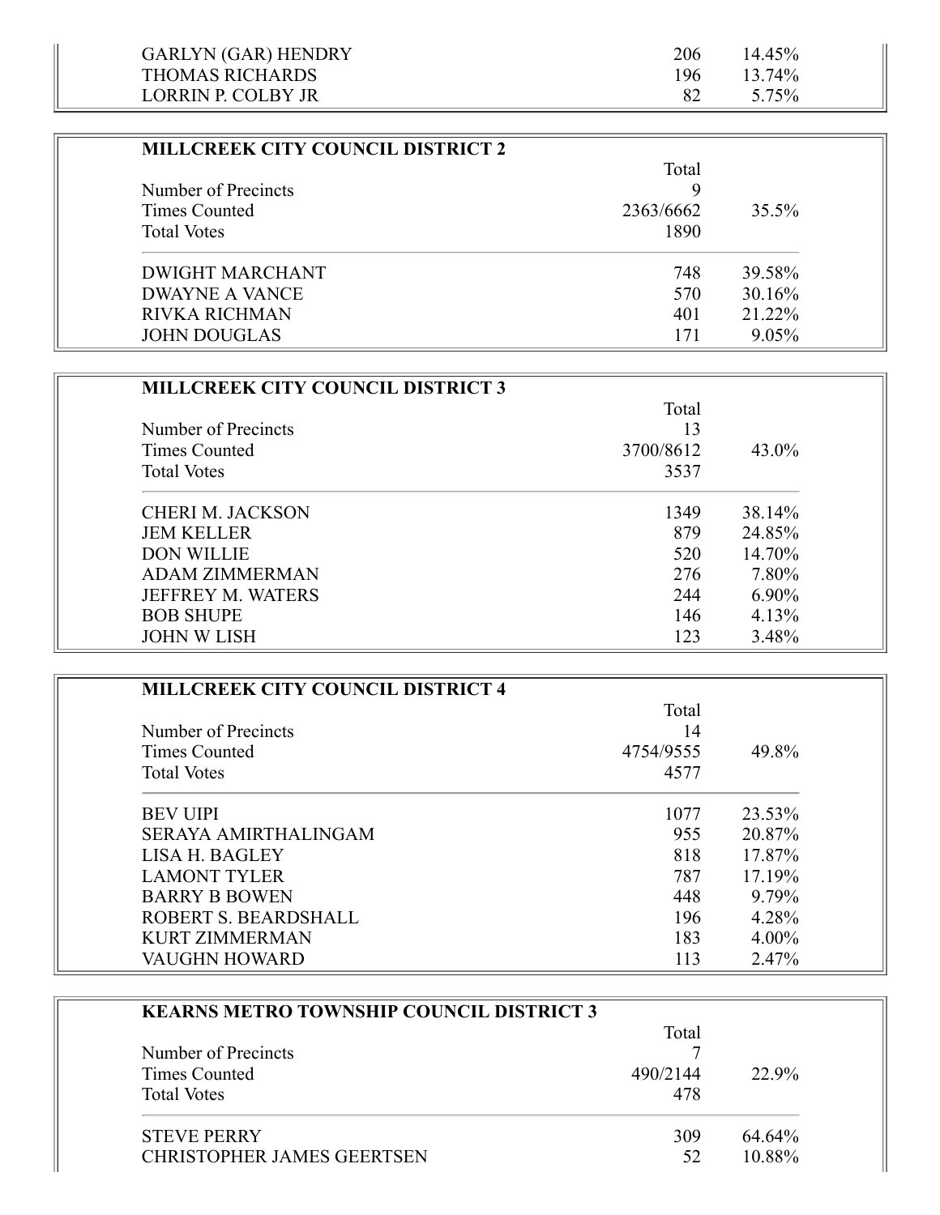| | | |
|---|---|---|
| GARLYN (GAR) HENDRY | 206 | 14.45% |
| THOMAS RICHARDS | 196 | 13.74% |
| LORRIN P. COLBY JR | 82 | 5.75% |

**MILLCREEK CITY COUNCIL DISTRICT 2**

| | Total | |
|---|---|---|
| Number of Precincts | 9 | |
| Times Counted | 2363/6662 | 35.5% |
| Total Votes | 1890 | |
| DWIGHT MARCHANT | 748 | 39.58% |
| DWAYNE A VANCE | 570 | 30.16% |
| RIVKA RICHMAN | 401 | 21.22% |
| JOHN DOUGLAS | 171 | 9.05% |

**MILLCREEK CITY COUNCIL DISTRICT 3**

| | Total | |
|---|---|---|
| Number of Precincts | 13 | |
| Times Counted | 3700/8612 | 43.0% |
| Total Votes | 3537 | |
| CHERI M. JACKSON | 1349 | 38.14% |
| JEM KELLER | 879 | 24.85% |
| DON WILLIE | 520 | 14.70% |
| ADAM ZIMMERMAN | 276 | 7.80% |
| JEFFREY M. WATERS | 244 | 6.90% |
| BOB SHUPE | 146 | 4.13% |
| JOHN W LISH | 123 | 3.48% |

**MILLCREEK CITY COUNCIL DISTRICT 4**

| | Total | |
|---|---|---|
| Number of Precincts | 14 | |
| Times Counted | 4754/9555 | 49.8% |
| Total Votes | 4577 | |
| BEV UIPI | 1077 | 23.53% |
| SERAYA AMIRTHALINGAM | 955 | 20.87% |
| LISA H. BAGLEY | 818 | 17.87% |
| LAMONT TYLER | 787 | 17.19% |
| BARRY B BOWEN | 448 | 9.79% |
| ROBERT S. BEARDSHALL | 196 | 4.28% |
| KURT ZIMMERMAN | 183 | 4.00% |
| VAUGHN HOWARD | 113 | 2.47% |

**KEARNS METRO TOWNSHIP COUNCIL DISTRICT 3**

| | Total | |
|---|---|---|
| Number of Precincts | 7 | |
| Times Counted | 490/2144 | 22.9% |
| Total Votes | 478 | |
| STEVE PERRY | 309 | 64.64% |
| CHRISTOPHER JAMES GEERTSEN | 52 | 10.88% |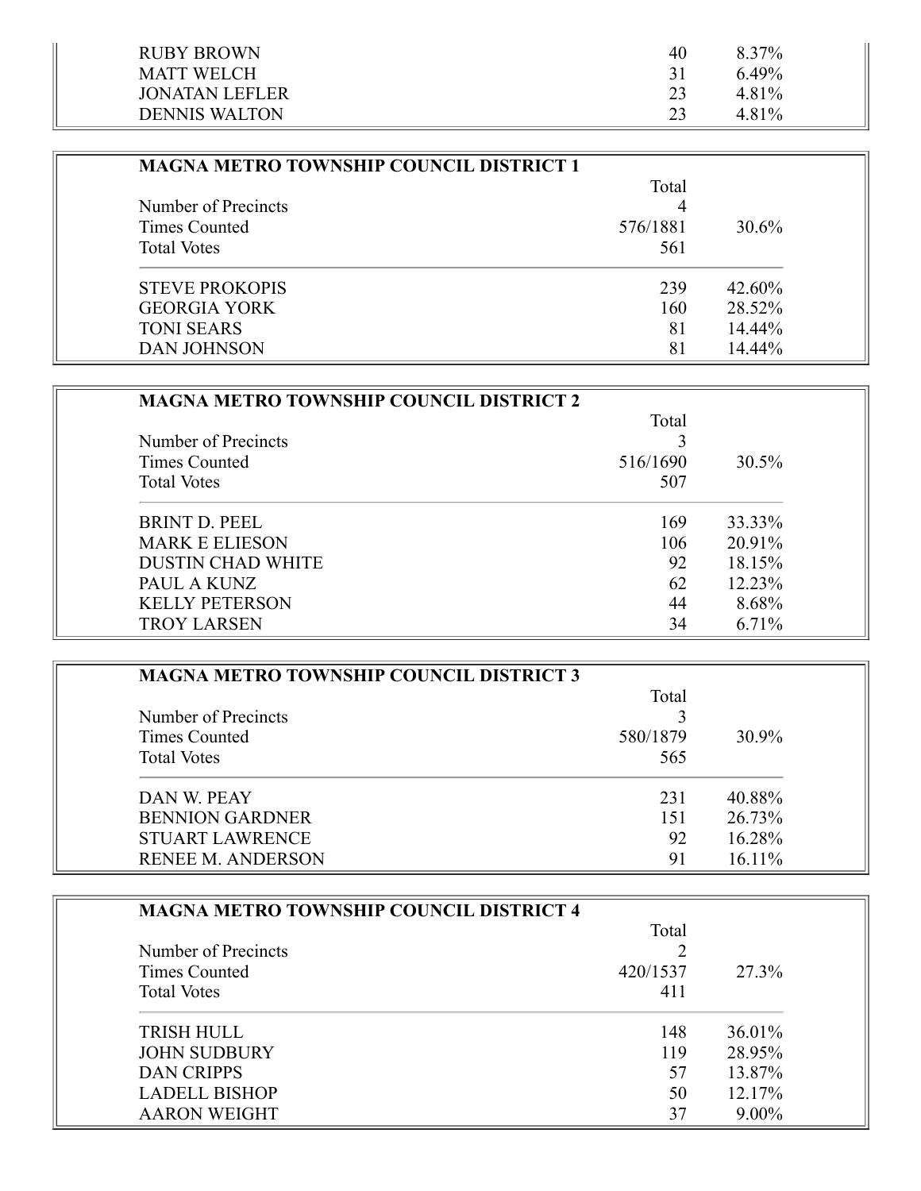| | | |
|---|---|---|
| RUBY BROWN | 40 | 8.37% |
| MATT WELCH | 31 | 6.49% |
| JONATAN LEFLER | 23 | 4.81% |
| DENNIS WALTON | 23 | 4.81% |

**MAGNA METRO TOWNSHIP COUNCIL DISTRICT 1**

| | Total | |
|---|---|---|
| Number of Precincts | 4 | |
| Times Counted | 576/1881 | 30.6% |
| Total Votes | 561 | |
| STEVE PROKOPIS | 239 | 42.60% |
| GEORGIA YORK | 160 | 28.52% |
| TONI SEARS | 81 | 14.44% |
| DAN JOHNSON | 81 | 14.44% |

**MAGNA METRO TOWNSHIP COUNCIL DISTRICT 2**

| | Total | |
|---|---|---|
| Number of Precincts | 3 | |
| Times Counted | 516/1690 | 30.5% |
| Total Votes | 507 | |
| BRINT D. PEEL | 169 | 33.33% |
| MARK E ELIESON | 106 | 20.91% |
| DUSTIN CHAD WHITE | 92 | 18.15% |
| PAUL A KUNZ | 62 | 12.23% |
| KELLY PETERSON | 44 | 8.68% |
| TROY LARSEN | 34 | 6.71% |

**MAGNA METRO TOWNSHIP COUNCIL DISTRICT 3**

| | Total | |
|---|---|---|
| Number of Precincts | 3 | |
| Times Counted | 580/1879 | 30.9% |
| Total Votes | 565 | |
| DAN W. PEAY | 231 | 40.88% |
| BENNION GARDNER | 151 | 26.73% |
| STUART LAWRENCE | 92 | 16.28% |
| RENEE M. ANDERSON | 91 | 16.11% |

**MAGNA METRO TOWNSHIP COUNCIL DISTRICT 4**

| | Total | |
|---|---|---|
| Number of Precincts | 2 | |
| Times Counted | 420/1537 | 27.3% |
| Total Votes | 411 | |
| TRISH HULL | 148 | 36.01% |
| JOHN SUDBURY | 119 | 28.95% |
| DAN CRIPPS | 57 | 13.87% |
| LADELL BISHOP | 50 | 12.17% |
| AARON WEIGHT | 37 | 9.00% |